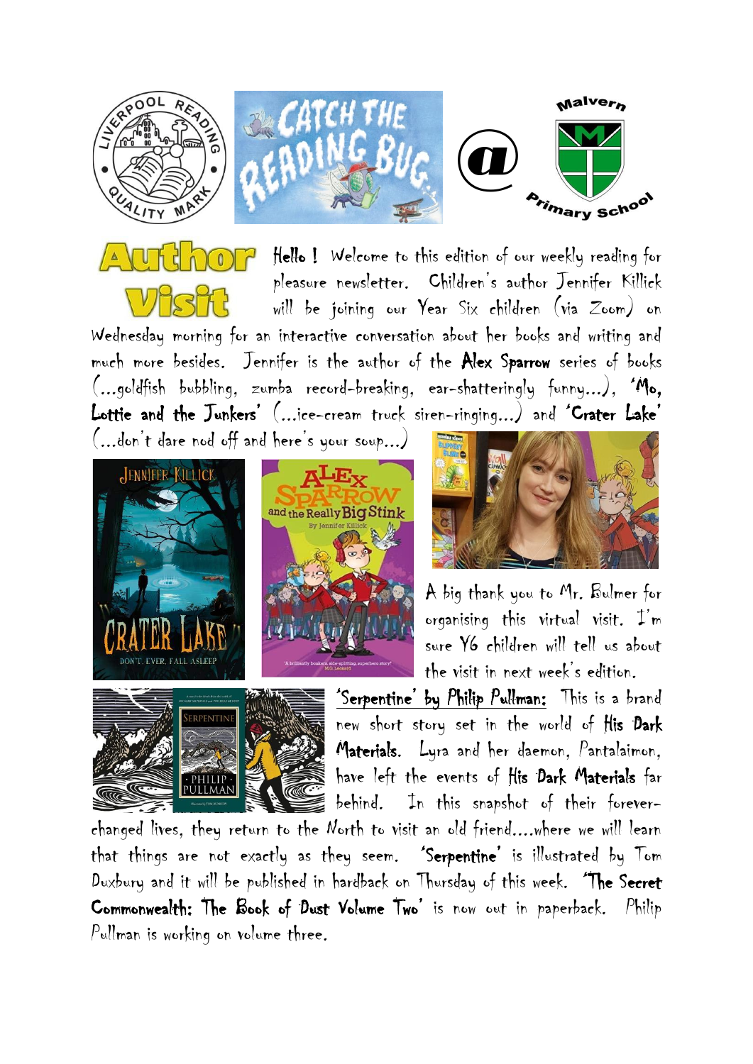# Author Visit

Hello ! Welcome to this edition of our weekly reading for pleasure newsletter. Children's author Jennifer Killick will be joining our Year Six children (via Zoom) on Wednesday morning for an interactive conversation about her books and writing and much more besides. Jennifer is the author of the **Alex Sparrow** series of books (...goldfish bubbling, zumba record-breaking, ear-shatteringly funny...), **'Mo, Lottie and the Junkers'** (...ice-cream truck siren-ringing...) and **'Crater Lake'** (...don't dare nod off and here's your soup...)

A big thank you to Mr. Bulmer for organising this virtual visit. I'm sure Y6 children will tell us about the visit in next week's edition.

**'Serpentine' by Philip Pullman:** This is a brand new short story set in the world of **His Dark Materials**. Lyra and her daemon, Pantalaimon, have left the events of **His Dark Materials** far behind. In this snapshot of their forever-changed lives, they return to the North to visit an old friend....where we will learn that things are not exactly as they seem. **'Serpentine'** is illustrated by Tom Duxbury and it will be published in hardback on Thursday of this week. **'The Secret Commonwealth: The Book of Dust Volume Two'** is now out in paperback. Philip Pullman is working on volume three.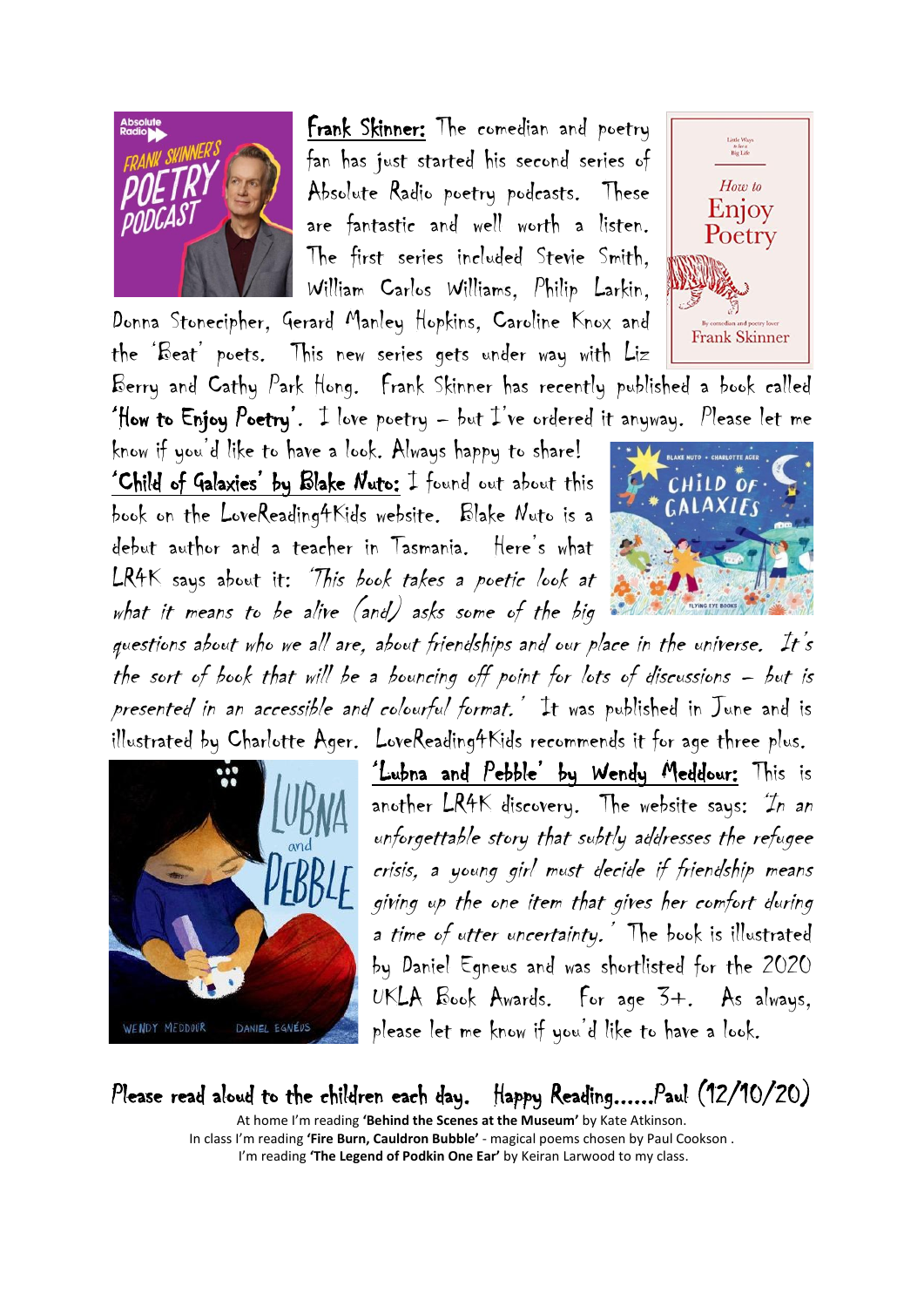**Frank Skinner:** The comedian and poetry fan has just started his second series of Absolute Radio poetry podcasts. These are fantastic and well worth a listen. The first series included Stevie Smith, William Carlos Williams, Philip Larkin, Donna Stonecipher, Gerard Manley Hopkins, Caroline Knox and the 'Beat' poets. This new series gets under way with Liz Berry and Cathy Park Hong. Frank Skinner has recently published a book called **'How to Enjoy Poetry'**. I love poetry – but I've ordered it anyway. Please let me know if you'd like to have a look. Always happy to share!

**'Child of Galaxies' by Blake Nuto:** I found out about this book on the LoveReading4Kids website. Blake Nuto is a debut author and a teacher in Tasmania. Here's what LR4K says about it: *'This book takes a poetic look at what it means to be alive (and) asks some of the big questions about who we all are, about friendships and our place in the universe. It's the sort of book that will be a bouncing off point for lots of discussions – but is presented in an accessible and colourful format.'* It was published in June and is illustrated by Charlotte Ager. LoveReading4Kids recommends it for age three plus.

**'Lubna and Pebble' by Wendy Meddour:** This is another LR4K discovery. The website says: *'In an unforgettable story that subtly addresses the refugee crisis, a young girl must decide if friendship means giving up the one item that gives her comfort during a time of utter uncertainty.'* The book is illustrated by Daniel Egneus and was shortlisted for the 2020 UKLA Book Awards. For age 3+. As always, please let me know if you'd like to have a look.

Please read aloud to the children each day. Happy Reading……Paul (12/10/20)

At home I'm reading **'Behind the Scenes at the Museum'** by Kate Atkinson.
In class I'm reading **'Fire Burn, Cauldron Bubble'** - magical poems chosen by Paul Cookson .
I'm reading **'The Legend of Podkin One Ear'** by Keiran Larwood to my class.